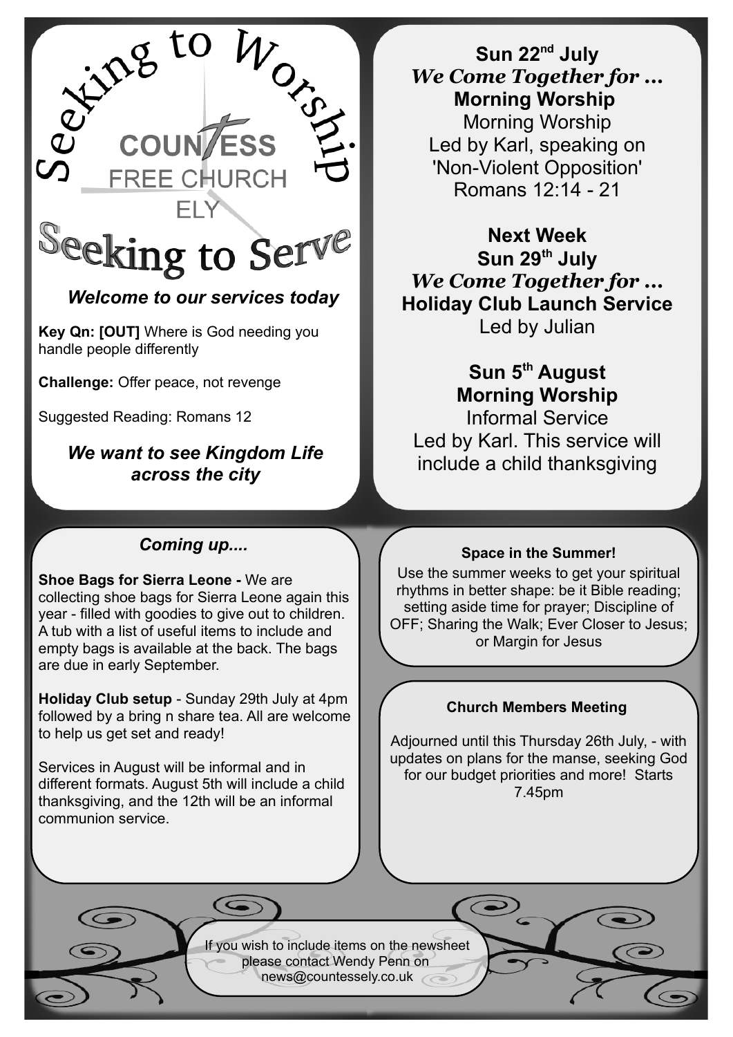# Seeking to Worship

**COUNTESS**
FREE CHURCH
ELY

# Seeking to Serve

***Welcome to our services today***

**Key Qn: [OUT]** Where is God needing you handle people differently

**Challenge:** Offer peace, not revenge

Suggested Reading: Romans 12

***We want to see Kingdom Life across the city***

**Sun 22nd July**
***We Come Together for ...***
**Morning Worship**
Morning Worship
Led by Karl, speaking on 'Non-Violent Opposition'
Romans 12:14 - 21

**Next Week**
**Sun 29th July**
***We Come Together for ...***
**Holiday Club Launch Service**
Led by Julian

**Sun 5th August**
**Morning Worship**
Informal Service
Led by Karl. This service will include a child thanksgiving

## *Coming up....*

**Shoe Bags for Sierra Leone -** We are collecting shoe bags for Sierra Leone again this year - filled with goodies to give out to children. A tub with a list of useful items to include and empty bags is available at the back. The bags are due in early September.

**Holiday Club setup** - Sunday 29th July at 4pm followed by a bring n share tea. All are welcome to help us get set and ready!

Services in August will be informal and in different formats. August 5th will include a child thanksgiving, and the 12th will be an informal communion service.

**Space in the Summer!**

Use the summer weeks to get your spiritual rhythms in better shape: be it Bible reading; setting aside time for prayer; Discipline of OFF; Sharing the Walk; Ever Closer to Jesus; or Margin for Jesus

**Church Members Meeting**

Adjourned until this Thursday 26th July, - with updates on plans for the manse, seeking God for our budget priorities and more! Starts 7.45pm

If you wish to include items on the newsheet please contact Wendy Penn on news@countessely.co.uk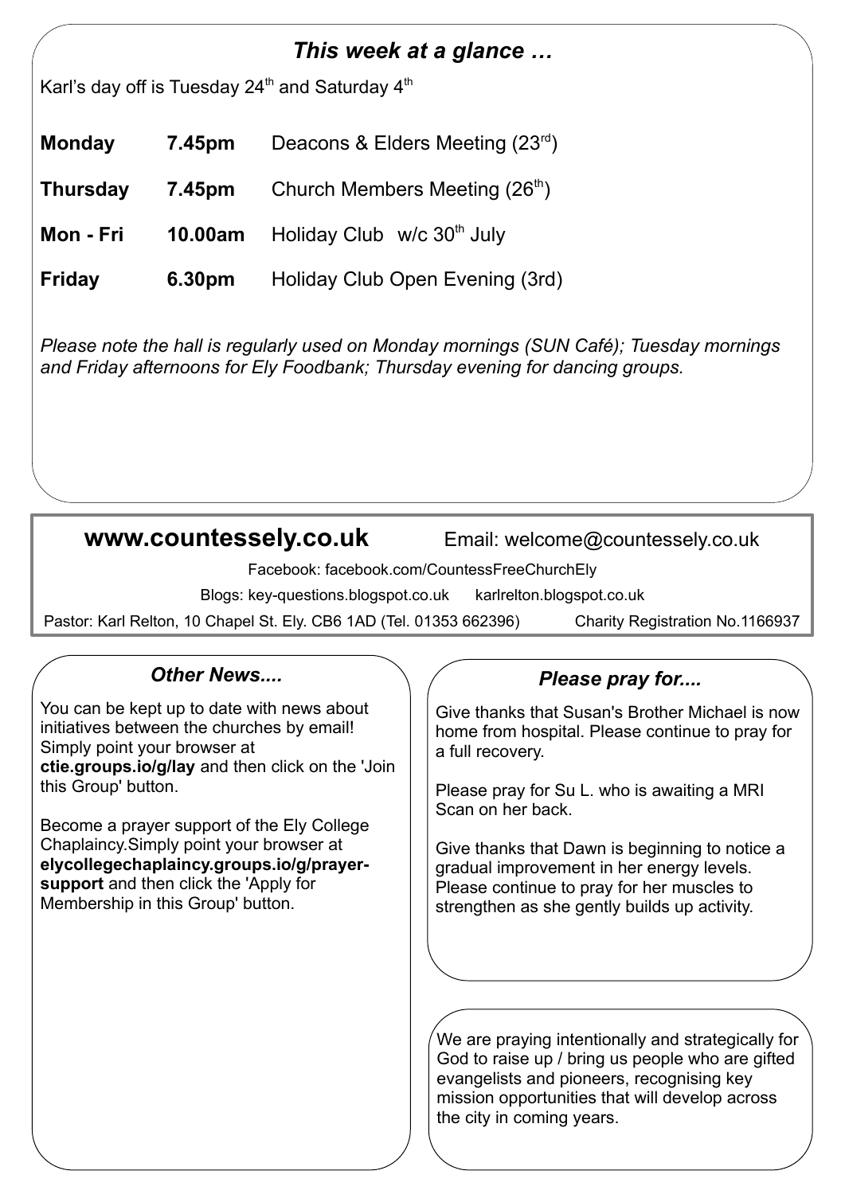## *This week at a glance …*

Karl's day off is Tuesday 24th and Saturday 4th

| | | |
|---|---|---|
| **Monday** | **7.45pm** | Deacons & Elders Meeting (23rd) |
| **Thursday** | **7.45pm** | Church Members Meeting (26th) |
| **Mon - Fri** | **10.00am** | Holiday Club w/c 30th July |
| **Friday** | **6.30pm** | Holiday Club Open Evening (3rd) |

*Please note the hall is regularly used on Monday mornings (SUN Café); Tuesday mornings and Friday afternoons for Ely Foodbank; Thursday evening for dancing groups.*

**www.countessely.co.uk** Email: welcome@countessely.co.uk

Facebook: facebook.com/CountessFreeChurchEly

Blogs: key-questions.blogspot.co.uk karlrelton.blogspot.co.uk

Pastor: Karl Relton, 10 Chapel St. Ely. CB6 1AD (Tel. 01353 662396) Charity Registration No.1166937

### *Other News....*

You can be kept up to date with news about initiatives between the churches by email! Simply point your browser at **ctie.groups.io/g/lay** and then click on the 'Join this Group' button.

Become a prayer support of the Ely College Chaplaincy.Simply point your browser at **elycollegechaplaincy.groups.io/g/prayer-support** and then click the 'Apply for Membership in this Group' button.

### *Please pray for....*

Give thanks that Susan's Brother Michael is now home from hospital. Please continue to pray for a full recovery.

Please pray for Su L. who is awaiting a MRI Scan on her back.

Give thanks that Dawn is beginning to notice a gradual improvement in her energy levels. Please continue to pray for her muscles to strengthen as she gently builds up activity.

We are praying intentionally and strategically for God to raise up / bring us people who are gifted evangelists and pioneers, recognising key mission opportunities that will develop across the city in coming years.